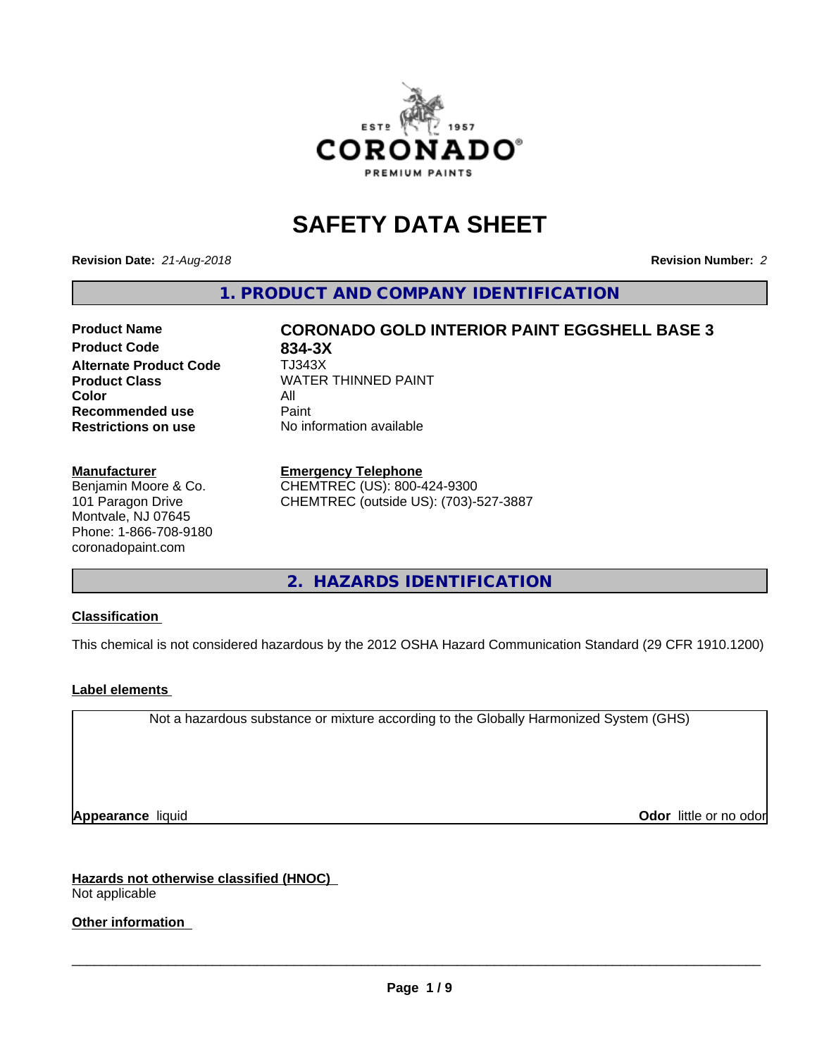# SAFETY DATA SHEET

**Revision Date:** *21-Aug-2018*

**Revision Number:** *2*

## 1. PRODUCT AND COMPANY IDENTIFICATION

| | |
|---|---|
| **Product Name** | **CORONADO GOLD INTERIOR PAINT EGGSHELL BASE 3** |
| **Product Code** | **834-3X** |
| **Alternate Product Code** | TJ343X |
| **Product Class** | WATER THINNED PAINT |
| **Color** | All |
| **Recommended use** | Paint |
| **Restrictions on use** | No information available |

**Manufacturer**
Benjamin Moore & Co.
101 Paragon Drive
Montvale, NJ 07645
Phone: 1-866-708-9180
coronadopaint.com

**Emergency Telephone**
CHEMTREC (US): 800-424-9300
CHEMTREC (outside US): (703)-527-3887

## 2. HAZARDS IDENTIFICATION

**Classification**

This chemical is not considered hazardous by the 2012 OSHA Hazard Communication Standard (29 CFR 1910.1200)

**Label elements**

Not a hazardous substance or mixture according to the Globally Harmonized System (GHS)

**Appearance** liquid

**Odor** little or no odor

**Hazards not otherwise classified (HNOC)**
Not applicable

**Other information**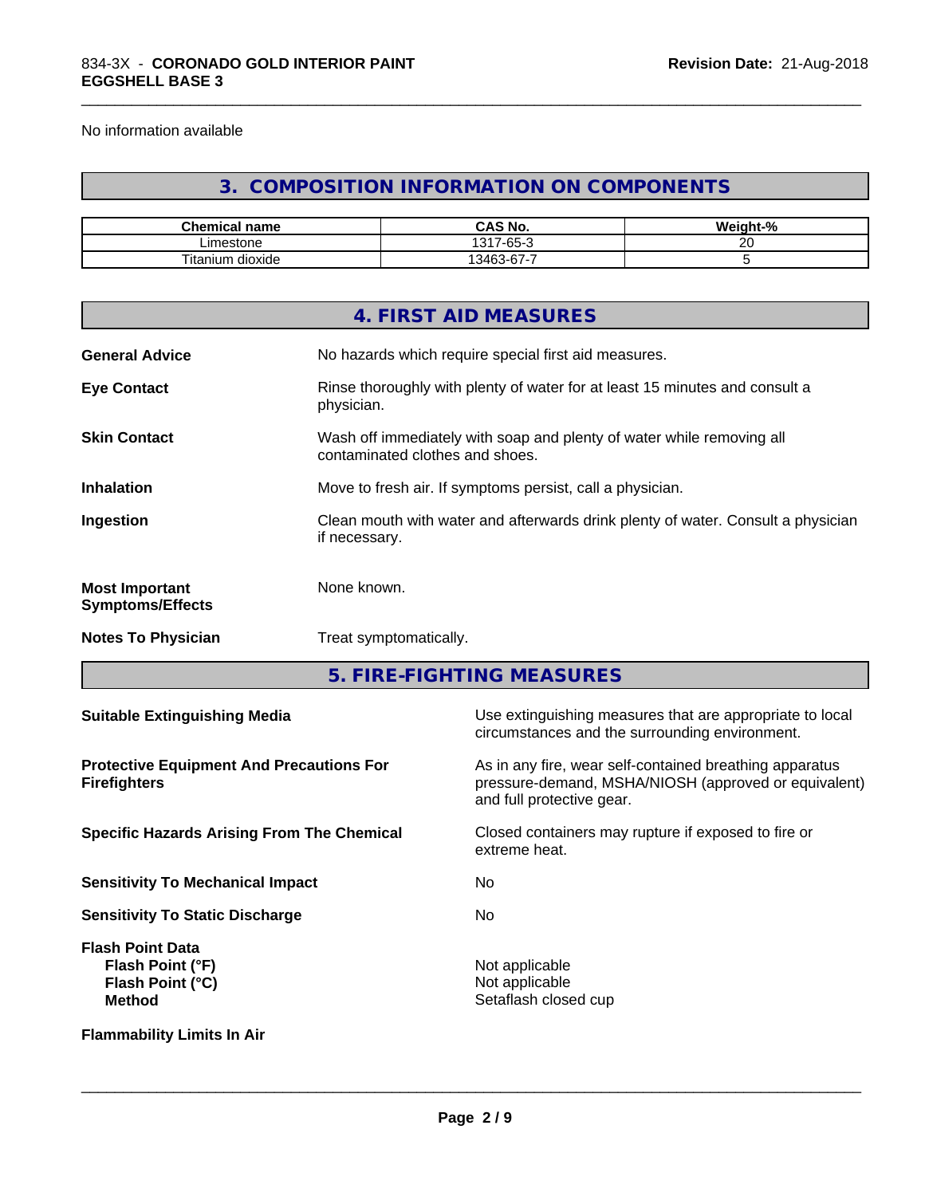No information available

## 3. COMPOSITION INFORMATION ON COMPONENTS

| Chemical name | CAS No. | Weight-% |
|---|---|---|
| Limestone | 1317-65-3 | 20 |
| Titanium dioxide | 13463-67-7 | 5 |

## 4. FIRST AID MEASURES

**General Advice** No hazards which require special first aid measures.

**Eye Contact** Rinse thoroughly with plenty of water for at least 15 minutes and consult a physician.

**Skin Contact** Wash off immediately with soap and plenty of water while removing all contaminated clothes and shoes.

**Inhalation** Move to fresh air. If symptoms persist, call a physician.

**Ingestion** Clean mouth with water and afterwards drink plenty of water. Consult a physician if necessary.

**Most Important Symptoms/Effects** None known.

**Notes To Physician** Treat symptomatically.

## 5. FIRE-FIGHTING MEASURES

**Suitable Extinguishing Media** Use extinguishing measures that are appropriate to local circumstances and the surrounding environment.

**Protective Equipment And Precautions For Firefighters** As in any fire, wear self-contained breathing apparatus pressure-demand, MSHA/NIOSH (approved or equivalent) and full protective gear.

**Specific Hazards Arising From The Chemical** Closed containers may rupture if exposed to fire or extreme heat.

**Sensitivity To Mechanical Impact** No

**Sensitivity To Static Discharge** No

**Flash Point Data**
**Flash Point (°F)** Not applicable
**Flash Point (°C)** Not applicable
**Method** Setaflash closed cup

**Flammability Limits In Air**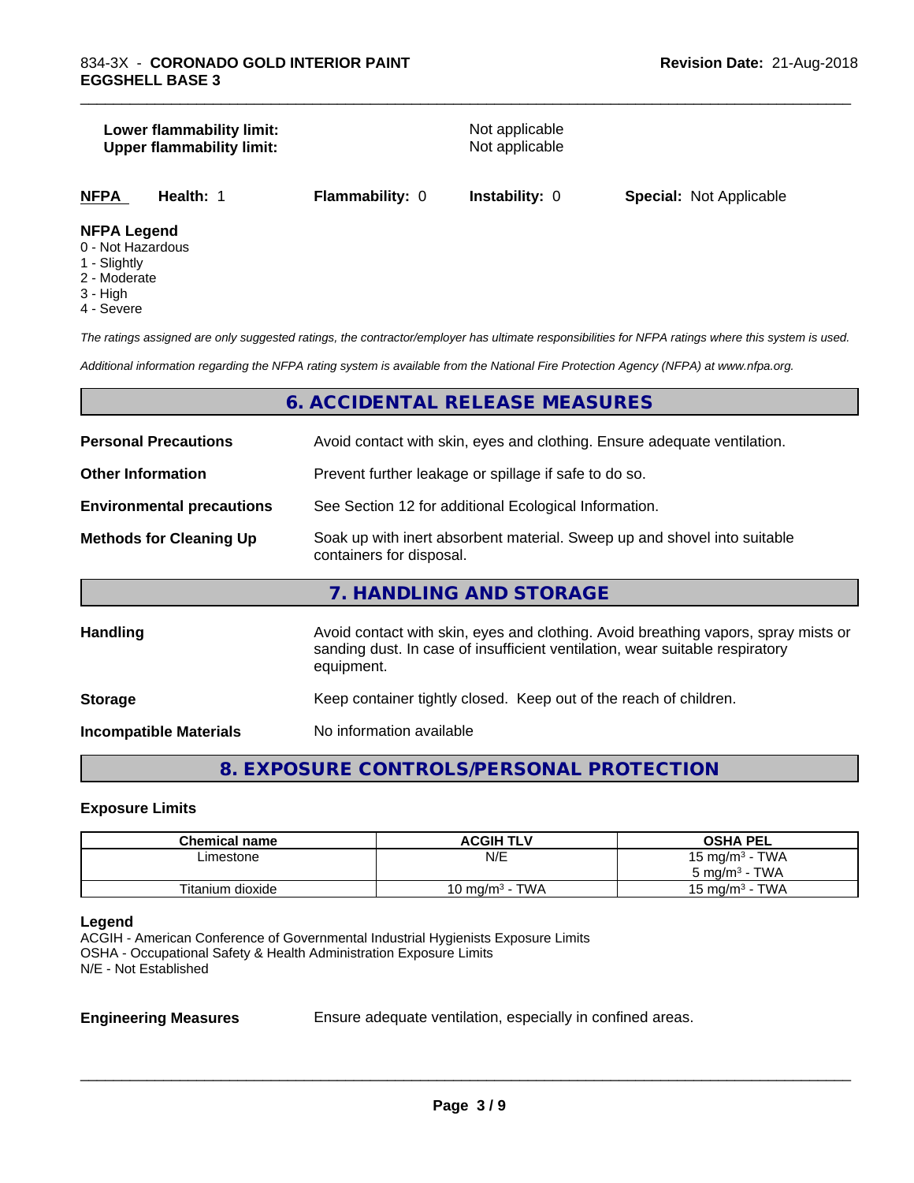**Lower flammability limit:** Not applicable
**Upper flammability limit:** Not applicable

**NFPA** **Health:** 1 **Flammability:** 0 **Instability:** 0 **Special:** Not Applicable

**NFPA Legend**
- 0 - Not Hazardous
- 1 - Slightly
- 2 - Moderate
- 3 - High
- 4 - Severe

*The ratings assigned are only suggested ratings, the contractor/employer has ultimate responsibilities for NFPA ratings where this system is used.*

*Additional information regarding the NFPA rating system is available from the National Fire Protection Agency (NFPA) at www.nfpa.org.*

## 6. ACCIDENTAL RELEASE MEASURES

**Personal Precautions** Avoid contact with skin, eyes and clothing. Ensure adequate ventilation.

**Other Information** Prevent further leakage or spillage if safe to do so.

**Environmental precautions** See Section 12 for additional Ecological Information.

**Methods for Cleaning Up** Soak up with inert absorbent material. Sweep up and shovel into suitable containers for disposal.

## 7. HANDLING AND STORAGE

**Handling** Avoid contact with skin, eyes and clothing. Avoid breathing vapors, spray mists or sanding dust. In case of insufficient ventilation, wear suitable respiratory equipment.

**Storage** Keep container tightly closed. Keep out of the reach of children.

**Incompatible Materials** No information available

## 8. EXPOSURE CONTROLS/PERSONAL PROTECTION

### Exposure Limits

| Chemical name | ACGIH TLV | OSHA PEL |
|---|---|---|
| Limestone | N/E | 15 mg/m³ - TWA<br>5 mg/m³ - TWA |
| Titanium dioxide | 10 mg/m³ - TWA | 15 mg/m³ - TWA |

**Legend**
ACGIH - American Conference of Governmental Industrial Hygienists Exposure Limits
OSHA - Occupational Safety & Health Administration Exposure Limits
N/E - Not Established

**Engineering Measures** Ensure adequate ventilation, especially in confined areas.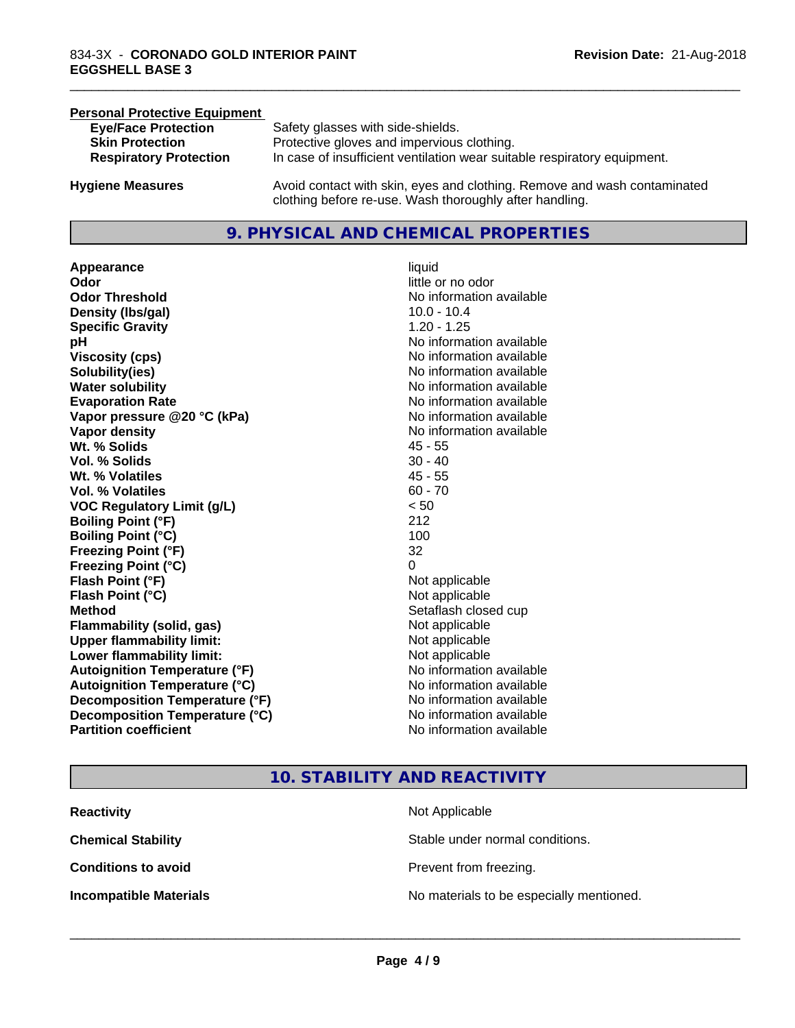**Personal Protective Equipment**

| | |
|---|---|
| **Eye/Face Protection** | Safety glasses with side-shields. |
| **Skin Protection** | Protective gloves and impervious clothing. |
| **Respiratory Protection** | In case of insufficient ventilation wear suitable respiratory equipment. |

**Hygiene Measures** Avoid contact with skin, eyes and clothing. Remove and wash contaminated clothing before re-use. Wash thoroughly after handling.

## 9. PHYSICAL AND CHEMICAL PROPERTIES

| | |
|---|---|
| **Appearance** | liquid |
| **Odor** | little or no odor |
| **Odor Threshold** | No information available |
| **Density (lbs/gal)** | 10.0 - 10.4 |
| **Specific Gravity** | 1.20 - 1.25 |
| **pH** | No information available |
| **Viscosity (cps)** | No information available |
| **Solubility(ies)** | No information available |
| **Water solubility** | No information available |
| **Evaporation Rate** | No information available |
| **Vapor pressure @20 °C (kPa)** | No information available |
| **Vapor density** | No information available |
| **Wt. % Solids** | 45 - 55 |
| **Vol. % Solids** | 30 - 40 |
| **Wt. % Volatiles** | 45 - 55 |
| **Vol. % Volatiles** | 60 - 70 |
| **VOC Regulatory Limit (g/L)** | < 50 |
| **Boiling Point (°F)** | 212 |
| **Boiling Point (°C)** | 100 |
| **Freezing Point (°F)** | 32 |
| **Freezing Point (°C)** | 0 |
| **Flash Point (°F)** | Not applicable |
| **Flash Point (°C)** | Not applicable |
| **Method** | Setaflash closed cup |
| **Flammability (solid, gas)** | Not applicable |
| **Upper flammability limit:** | Not applicable |
| **Lower flammability limit:** | Not applicable |
| **Autoignition Temperature (°F)** | No information available |
| **Autoignition Temperature (°C)** | No information available |
| **Decomposition Temperature (°F)** | No information available |
| **Decomposition Temperature (°C)** | No information available |
| **Partition coefficient** | No information available |

## 10. STABILITY AND REACTIVITY

| | |
|---|---|
| **Reactivity** | Not Applicable |
| **Chemical Stability** | Stable under normal conditions. |
| **Conditions to avoid** | Prevent from freezing. |
| **Incompatible Materials** | No materials to be especially mentioned. |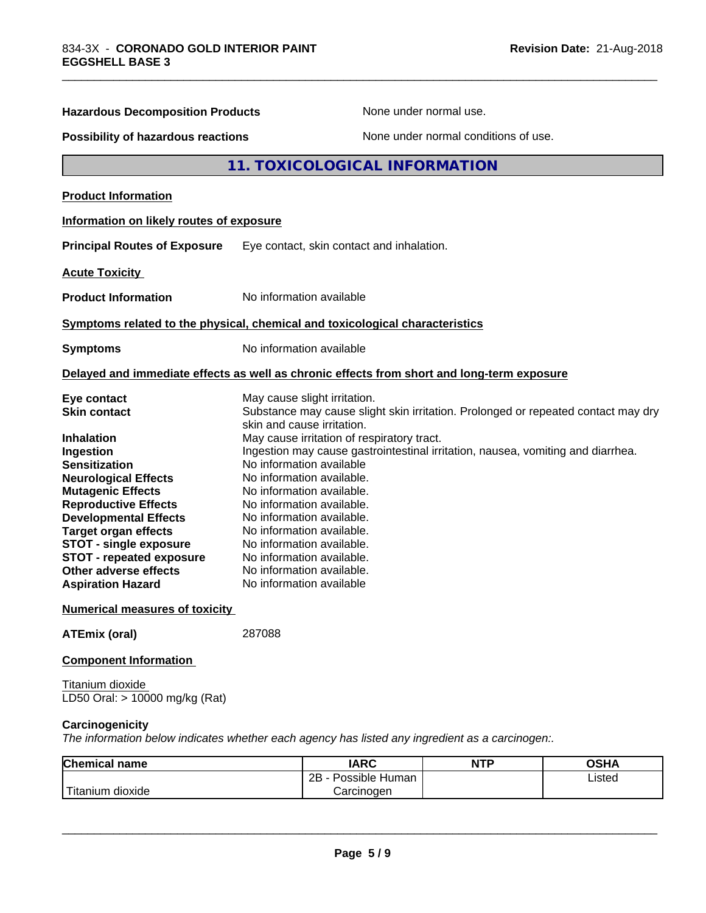**Hazardous Decomposition Products** None under normal use.

**Possibility of hazardous reactions** None under normal conditions of use.

## 11. TOXICOLOGICAL INFORMATION

**Product Information**

**Information on likely routes of exposure**

**Principal Routes of Exposure** Eye contact, skin contact and inhalation.

**Acute Toxicity**

**Product Information** No information available

**Symptoms related to the physical, chemical and toxicological characteristics**

**Symptoms** No information available

**Delayed and immediate effects as well as chronic effects from short and long-term exposure**

**Eye contact** May cause slight irritation.
**Skin contact** Substance may cause slight skin irritation. Prolonged or repeated contact may dry skin and cause irritation.
**Inhalation** May cause irritation of respiratory tract.
**Ingestion** Ingestion may cause gastrointestinal irritation, nausea, vomiting and diarrhea.
**Sensitization** No information available
**Neurological Effects** No information available.
**Mutagenic Effects** No information available.
**Reproductive Effects** No information available.
**Developmental Effects** No information available.
**Target organ effects** No information available.
**STOT - single exposure** No information available.
**STOT - repeated exposure** No information available.
**Other adverse effects** No information available.
**Aspiration Hazard** No information available

**Numerical measures of toxicity**

**ATEmix (oral)** 287088

**Component Information**

Titanium dioxide
LD50 Oral: > 10000 mg/kg (Rat)

**Carcinogenicity**

*The information below indicates whether each agency has listed any ingredient as a carcinogen:.*

| Chemical name | IARC | NTP | OSHA |
|---|---|---|---|
| Titanium dioxide | 2B - Possible Human Carcinogen | | Listed |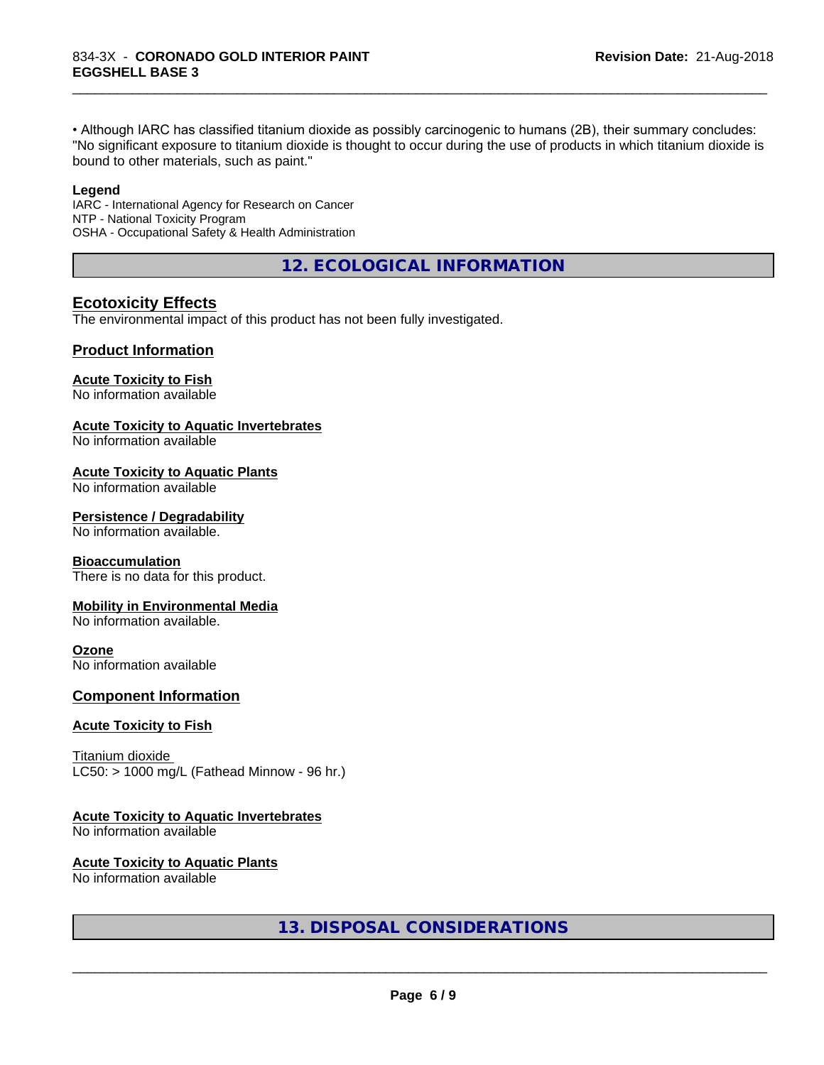• Although IARC has classified titanium dioxide as possibly carcinogenic to humans (2B), their summary concludes: "No significant exposure to titanium dioxide is thought to occur during the use of products in which titanium dioxide is bound to other materials, such as paint."

**Legend**

IARC - International Agency for Research on Cancer
NTP - National Toxicity Program
OSHA - Occupational Safety & Health Administration

## 12. ECOLOGICAL INFORMATION

### Ecotoxicity Effects

The environmental impact of this product has not been fully investigated.

### Product Information

**Acute Toxicity to Fish**
No information available

**Acute Toxicity to Aquatic Invertebrates**
No information available

**Acute Toxicity to Aquatic Plants**
No information available

**Persistence / Degradability**
No information available.

**Bioaccumulation**
There is no data for this product.

**Mobility in Environmental Media**
No information available.

**Ozone**
No information available

### Component Information

**Acute Toxicity to Fish**

Titanium dioxide
LC50: > 1000 mg/L (Fathead Minnow - 96 hr.)

**Acute Toxicity to Aquatic Invertebrates**
No information available

**Acute Toxicity to Aquatic Plants**
No information available

## 13. DISPOSAL CONSIDERATIONS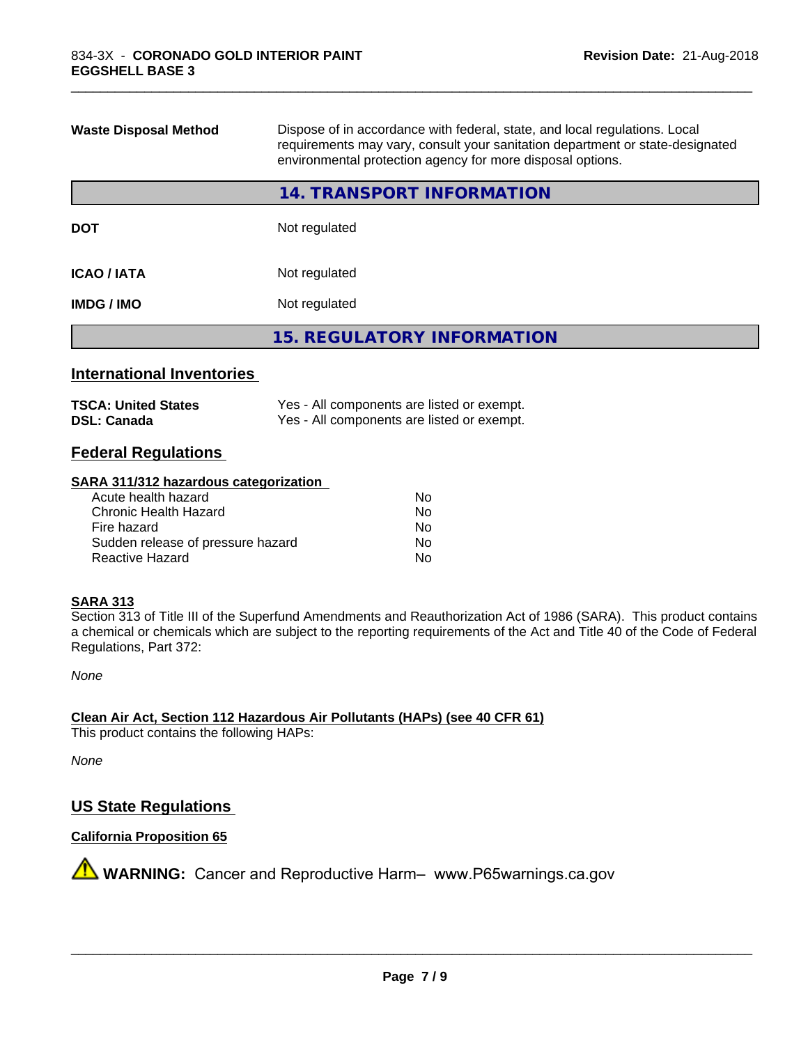| | |
|---|---|
| **Waste Disposal Method** | Dispose of in accordance with federal, state, and local regulations. Local requirements may vary, consult your sanitation department or state-designated environmental protection agency for more disposal options. |

## 14. TRANSPORT INFORMATION

| | |
|---|---|
| **DOT** | Not regulated |
| **ICAO / IATA** | Not regulated |
| **IMDG / IMO** | Not regulated |

## 15. REGULATORY INFORMATION

### International Inventories

| | |
|---|---|
| **TSCA: United States** | Yes - All components are listed or exempt. |
| **DSL: Canada** | Yes - All components are listed or exempt. |

### Federal Regulations

**SARA 311/312 hazardous categorization**

| | |
|---|---|
| Acute health hazard | No |
| Chronic Health Hazard | No |
| Fire hazard | No |
| Sudden release of pressure hazard | No |
| Reactive Hazard | No |

**SARA 313**

Section 313 of Title III of the Superfund Amendments and Reauthorization Act of 1986 (SARA). This product contains a chemical or chemicals which are subject to the reporting requirements of the Act and Title 40 of the Code of Federal Regulations, Part 372:

*None*

**Clean Air Act, Section 112 Hazardous Air Pollutants (HAPs) (see 40 CFR 61)**

This product contains the following HAPs:

*None*

### US State Regulations

**California Proposition 65**

⚠ **WARNING:** Cancer and Reproductive Harm– www.P65warnings.ca.gov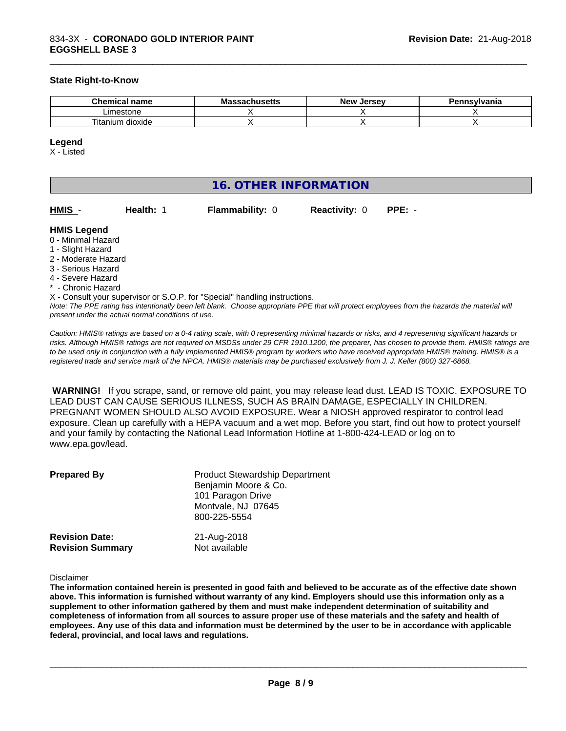### State Right-to-Know

| Chemical name | Massachusetts | New Jersey | Pennsylvania |
| --- | --- | --- | --- |
| Limestone | X | X | X |
| Titanium dioxide | X | X | X |

**Legend**

X - Listed

## 16. OTHER INFORMATION

**HMIS** - **Health:** 1 **Flammability:** 0 **Reactivity:** 0 **PPE:** -

**HMIS Legend**

0 - Minimal Hazard
1 - Slight Hazard
2 - Moderate Hazard
3 - Serious Hazard
4 - Severe Hazard
* - Chronic Hazard
X - Consult your supervisor or S.O.P. for "Special" handling instructions.

*Note: The PPE rating has intentionally been left blank. Choose appropriate PPE that will protect employees from the hazards the material will present under the actual normal conditions of use.*

*Caution: HMIS® ratings are based on a 0-4 rating scale, with 0 representing minimal hazards or risks, and 4 representing significant hazards or risks. Although HMIS® ratings are not required on MSDSs under 29 CFR 1910.1200, the preparer, has chosen to provide them. HMIS® ratings are to be used only in conjunction with a fully implemented HMIS® program by workers who have received appropriate HMIS® training. HMIS® is a registered trade and service mark of the NPCA. HMIS® materials may be purchased exclusively from J. J. Keller (800) 327-6868.*

**WARNING!** If you scrape, sand, or remove old paint, you may release lead dust. LEAD IS TOXIC. EXPOSURE TO LEAD DUST CAN CAUSE SERIOUS ILLNESS, SUCH AS BRAIN DAMAGE, ESPECIALLY IN CHILDREN. PREGNANT WOMEN SHOULD ALSO AVOID EXPOSURE. Wear a NIOSH approved respirator to control lead exposure. Clean up carefully with a HEPA vacuum and a wet mop. Before you start, find out how to protect yourself and your family by contacting the National Lead Information Hotline at 1-800-424-LEAD or log on to www.epa.gov/lead.

**Prepared By** Product Stewardship Department
Benjamin Moore & Co.
101 Paragon Drive
Montvale, NJ 07645
800-225-5554

**Revision Date:** 21-Aug-2018
**Revision Summary** Not available

Disclaimer

**The information contained herein is presented in good faith and believed to be accurate as of the effective date shown above. This information is furnished without warranty of any kind. Employers should use this information only as a supplement to other information gathered by them and must make independent determination of suitability and completeness of information from all sources to assure proper use of these materials and the safety and health of employees. Any use of this data and information must be determined by the user to be in accordance with applicable federal, provincial, and local laws and regulations.**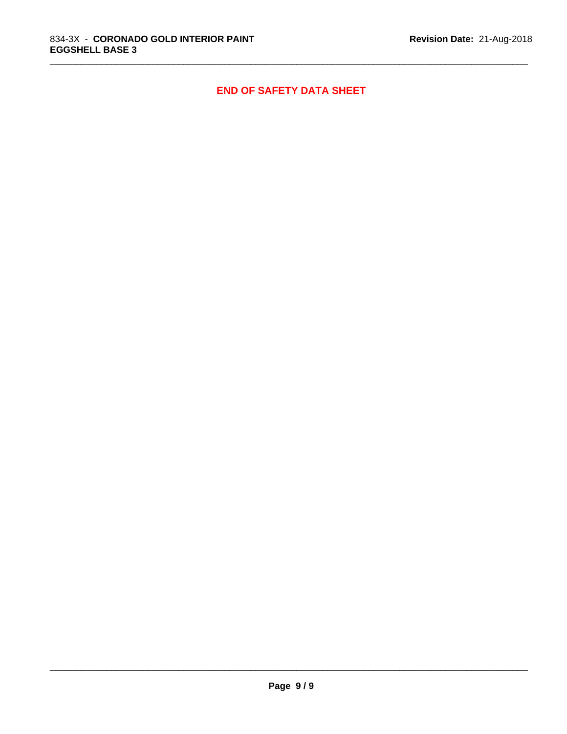**END OF SAFETY DATA SHEET**